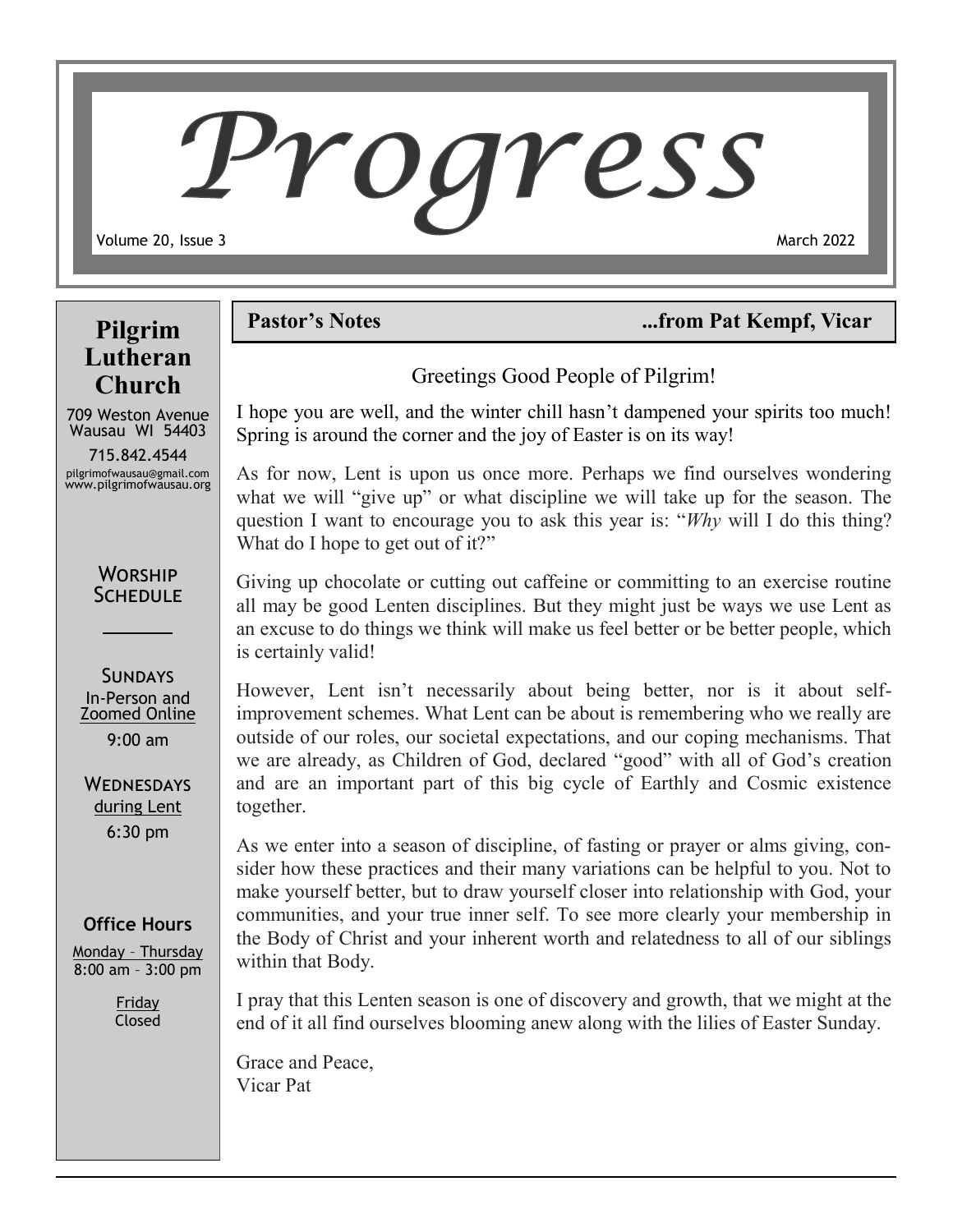# Progress

Volume 20, Issue 3 March 2022

## Pilgrim Lutheran Church

709 Weston Avenue
Wausau WI 54403

715.842.4544

pilgrimofwausau@gmail.com
www.pilgrimofwausau.org

### Worship Schedule

**Sundays**
In-Person and Zoomed Online
9:00 am

**Wednesdays**
during Lent
6:30 pm

### Office Hours

Monday – Thursday
8:00 am – 3:00 pm

Friday
Closed

## Pastor's Notes ...from Pat Kempf, Vicar

Greetings Good People of Pilgrim!

I hope you are well, and the winter chill hasn't dampened your spirits too much! Spring is around the corner and the joy of Easter is on its way!

As for now, Lent is upon us once more. Perhaps we find ourselves wondering what we will "give up" or what discipline we will take up for the season. The question I want to encourage you to ask this year is: "*Why* will I do this thing? What do I hope to get out of it?"

Giving up chocolate or cutting out caffeine or committing to an exercise routine all may be good Lenten disciplines. But they might just be ways we use Lent as an excuse to do things we think will make us feel better or be better people, which is certainly valid!

However, Lent isn't necessarily about being better, nor is it about self-improvement schemes. What Lent can be about is remembering who we really are outside of our roles, our societal expectations, and our coping mechanisms. That we are already, as Children of God, declared "good" with all of God's creation and are an important part of this big cycle of Earthly and Cosmic existence together.

As we enter into a season of discipline, of fasting or prayer or alms giving, consider how these practices and their many variations can be helpful to you. Not to make yourself better, but to draw yourself closer into relationship with God, your communities, and your true inner self. To see more clearly your membership in the Body of Christ and your inherent worth and relatedness to all of our siblings within that Body.

I pray that this Lenten season is one of discovery and growth, that we might at the end of it all find ourselves blooming anew along with the lilies of Easter Sunday.

Grace and Peace,
Vicar Pat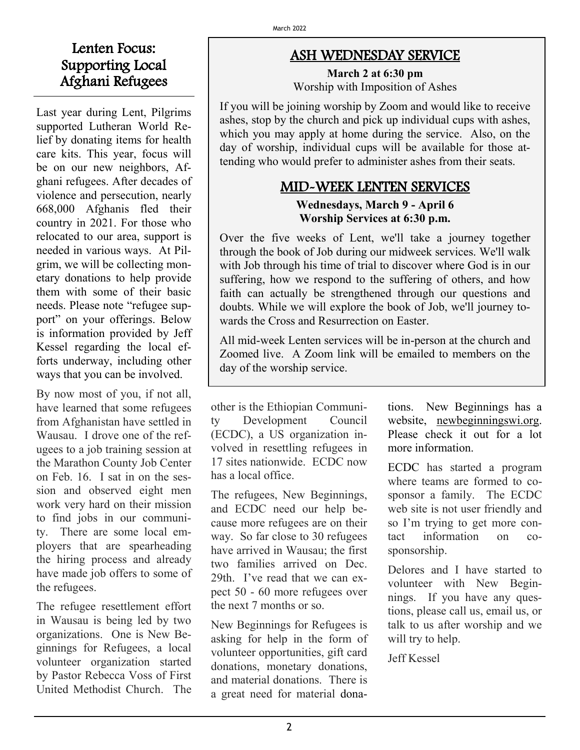## Lenten Focus: Supporting Local Afghani Refugees

Last year during Lent, Pilgrims supported Lutheran World Relief by donating items for health care kits. This year, focus will be on our new neighbors, Afghani refugees. After decades of violence and persecution, nearly 668,000 Afghanis fled their country in 2021. For those who relocated to our area, support is needed in various ways. At Pilgrim, we will be collecting monetary donations to help provide them with some of their basic needs. Please note "refugee support" on your offerings. Below is information provided by Jeff Kessel regarding the local efforts underway, including other ways that you can be involved.

By now most of you, if not all, have learned that some refugees from Afghanistan have settled in Wausau. I drove one of the refugees to a job training session at the Marathon County Job Center on Feb. 16. I sat in on the session and observed eight men work very hard on their mission to find jobs in our community. There are some local employers that are spearheading the hiring process and already have made job offers to some of the refugees.

The refugee resettlement effort in Wausau is being led by two organizations. One is New Beginnings for Refugees, a local volunteer organization started by Pastor Rebecca Voss of First United Methodist Church. The other is the Ethiopian Community Development Council (ECDC), a US organization involved in resettling refugees in 17 sites nationwide. ECDC now has a local office.

The refugees, New Beginnings, and ECDC need our help because more refugees are on their way. So far close to 30 refugees have arrived in Wausau; the first two families arrived on Dec. 29th. I've read that we can expect 50 - 60 more refugees over the next 7 months or so.

New Beginnings for Refugees is asking for help in the form of volunteer opportunities, gift card donations, monetary donations, and material donations. There is a great need for material donations. New Beginnings has a website, newbeginningswi.org. Please check it out for a lot more information.

ECDC has started a program where teams are formed to co-sponsor a family. The ECDC web site is not user friendly and so I'm trying to get more contact information on co-sponsorship.

Delores and I have started to volunteer with New Beginnings. If you have any questions, please call us, email us, or talk to us after worship and we will try to help.

Jeff Kessel

## ASH WEDNESDAY SERVICE

**March 2 at 6:30 pm**
Worship with Imposition of Ashes

If you will be joining worship by Zoom and would like to receive ashes, stop by the church and pick up individual cups with ashes, which you may apply at home during the service. Also, on the day of worship, individual cups will be available for those attending who would prefer to administer ashes from their seats.

## MID-WEEK LENTEN SERVICES

**Wednesdays, March 9 - April 6**
**Worship Services at 6:30 p.m.**

Over the five weeks of Lent, we'll take a journey together through the book of Job during our midweek services. We'll walk with Job through his time of trial to discover where God is in our suffering, how we respond to the suffering of others, and how faith can actually be strengthened through our questions and doubts. While we will explore the book of Job, we'll journey towards the Cross and Resurrection on Easter.

All mid-week Lenten services will be in-person at the church and Zoomed live. A Zoom link will be emailed to members on the day of the worship service.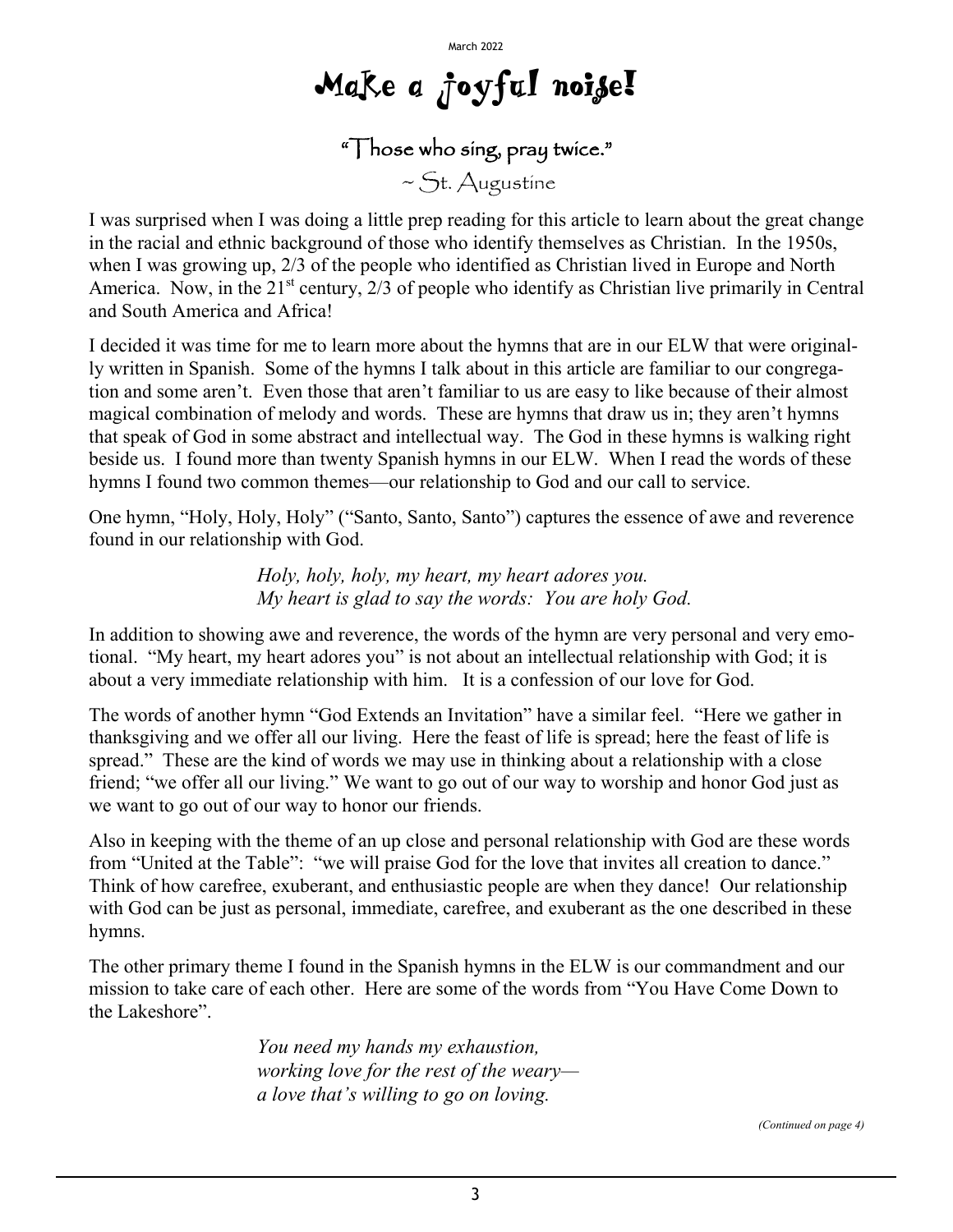# Make a joyful noise!

## "Those who sing, pray twice."

~ St. Augustine

I was surprised when I was doing a little prep reading for this article to learn about the great change in the racial and ethnic background of those who identify themselves as Christian. In the 1950s, when I was growing up, 2/3 of the people who identified as Christian lived in Europe and North America. Now, in the 21st century, 2/3 of people who identify as Christian live primarily in Central and South America and Africa!

I decided it was time for me to learn more about the hymns that are in our ELW that were originally written in Spanish. Some of the hymns I talk about in this article are familiar to our congregation and some aren't. Even those that aren't familiar to us are easy to like because of their almost magical combination of melody and words. These are hymns that draw us in; they aren't hymns that speak of God in some abstract and intellectual way. The God in these hymns is walking right beside us. I found more than twenty Spanish hymns in our ELW. When I read the words of these hymns I found two common themes—our relationship to God and our call to service.

One hymn, "Holy, Holy, Holy" ("Santo, Santo, Santo") captures the essence of awe and reverence found in our relationship with God.

> *Holy, holy, holy, my heart, my heart adores you.*
> *My heart is glad to say the words: You are holy God.*

In addition to showing awe and reverence, the words of the hymn are very personal and very emotional. "My heart, my heart adores you" is not about an intellectual relationship with God; it is about a very immediate relationship with him. It is a confession of our love for God.

The words of another hymn "God Extends an Invitation" have a similar feel. "Here we gather in thanksgiving and we offer all our living. Here the feast of life is spread; here the feast of life is spread." These are the kind of words we may use in thinking about a relationship with a close friend; "we offer all our living." We want to go out of our way to worship and honor God just as we want to go out of our way to honor our friends.

Also in keeping with the theme of an up close and personal relationship with God are these words from "United at the Table": "we will praise God for the love that invites all creation to dance." Think of how carefree, exuberant, and enthusiastic people are when they dance! Our relationship with God can be just as personal, immediate, carefree, and exuberant as the one described in these hymns.

The other primary theme I found in the Spanish hymns in the ELW is our commandment and our mission to take care of each other. Here are some of the words from "You Have Come Down to the Lakeshore".

> *You need my hands my exhaustion,*
> *working love for the rest of the weary—*
> *a love that's willing to go on loving.*

*(Continued on page 4)*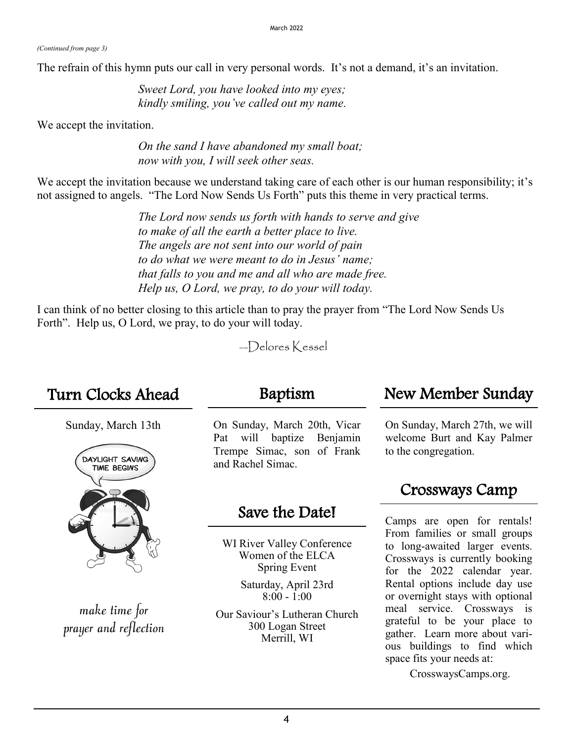*(Continued from page 3)*

The refrain of this hymn puts our call in very personal words. It's not a demand, it's an invitation.

> *Sweet Lord, you have looked into my eyes;*
> *kindly smiling, you've called out my name.*

We accept the invitation.

> *On the sand I have abandoned my small boat;*
> *now with you, I will seek other seas.*

We accept the invitation because we understand taking care of each other is our human responsibility; it's not assigned to angels. "The Lord Now Sends Us Forth" puts this theme in very practical terms.

> *The Lord now sends us forth with hands to serve and give*
> *to make of all the earth a better place to live.*
> *The angels are not sent into our world of pain*
> *to do what we were meant to do in Jesus' name;*
> *that falls to you and me and all who are made free.*
> *Help us, O Lord, we pray, to do your will today.*

I can think of no better closing to this article than to pray the prayer from "The Lord Now Sends Us Forth". Help us, O Lord, we pray, to do your will today.

—Delores Kessel

## Turn Clocks Ahead

Sunday, March 13th

DAYLIGHT SAVING TIME BEGINS

*make time for prayer and reflection*

## Baptism

On Sunday, March 20th, Vicar Pat will baptize Benjamin Trempe Simac, son of Frank and Rachel Simac.

## Save the Date!

WI River Valley Conference
Women of the ELCA
Spring Event

Saturday, April 23rd
8:00 - 1:00

Our Saviour's Lutheran Church
300 Logan Street
Merrill, WI

## New Member Sunday

On Sunday, March 27th, we will welcome Burt and Kay Palmer to the congregation.

## Crossways Camp

Camps are open for rentals! From families or small groups to long-awaited larger events. Crossways is currently booking for the 2022 calendar year. Rental options include day use or overnight stays with optional meal service. Crossways is grateful to be your place to gather. Learn more about various buildings to find which space fits your needs at:

CrosswaysCamps.org.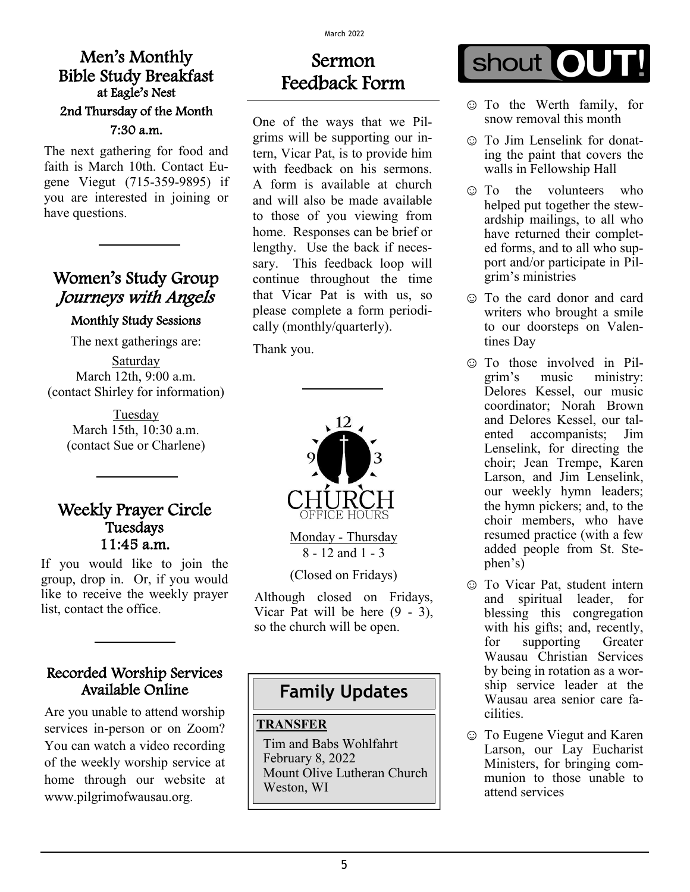## Men's Monthly Bible Study Breakfast

**at Eagle's Nest**

**2nd Thursday of the Month**

**7:30 a.m.**

The next gathering for food and faith is March 10th. Contact Eugene Viegut (715-359-9895) if you are interested in joining or have questions.

## Women's Study Group *Journeys with Angels*

**Monthly Study Sessions**

The next gatherings are:

Saturday
March 12th, 9:00 a.m.
(contact Shirley for information)

Tuesday
March 15th, 10:30 a.m.
(contact Sue or Charlene)

## Weekly Prayer Circle Tuesdays 11:45 a.m.

If you would like to join the group, drop in. Or, if you would like to receive the weekly prayer list, contact the office.

## Recorded Worship Services Available Online

Are you unable to attend worship services in-person or on Zoom? You can watch a video recording of the weekly worship service at home through our website at www.pilgrimofwausau.org.

## Sermon Feedback Form

One of the ways that we Pilgrims will be supporting our intern, Vicar Pat, is to provide him with feedback on his sermons. A form is available at church and will also be made available to those of you viewing from home. Responses can be brief or lengthy. Use the back if necessary. This feedback loop will continue throughout the time that Vicar Pat is with us, so please complete a form periodically (monthly/quarterly).

Thank you.

## CHURCH OFFICE HOURS

Monday - Thursday
8 - 12 and 1 - 3

(Closed on Fridays)

Although closed on Fridays, Vicar Pat will be here (9 - 3), so the church will be open.

## Family Updates

**TRANSFER**

Tim and Babs Wohlfahrt
February 8, 2022
Mount Olive Lutheran Church
Weston, WI

## shout OUT!

- ☺ To the Werth family, for snow removal this month
- ☺ To Jim Lenselink for donating the paint that covers the walls in Fellowship Hall
- ☺ To the volunteers who helped put together the stewardship mailings, to all who have returned their completed forms, and to all who support and/or participate in Pilgrim's ministries
- ☺ To the card donor and card writers who brought a smile to our doorsteps on Valentines Day
- ☺ To those involved in Pilgrim's music ministry: Delores Kessel, our music coordinator; Norah Brown and Delores Kessel, our talented accompanists; Jim Lenselink, for directing the choir; Jean Trempe, Karen Larson, and Jim Lenselink, our weekly hymn leaders; the hymn pickers; and, to the choir members, who have resumed practice (with a few added people from St. Stephen's)
- ☺ To Vicar Pat, student intern and spiritual leader, for blessing this congregation with his gifts; and, recently, for supporting Greater Wausau Christian Services by being in rotation as a worship service leader at the Wausau area senior care facilities.
- ☺ To Eugene Viegut and Karen Larson, our Lay Eucharist Ministers, for bringing communion to those unable to attend services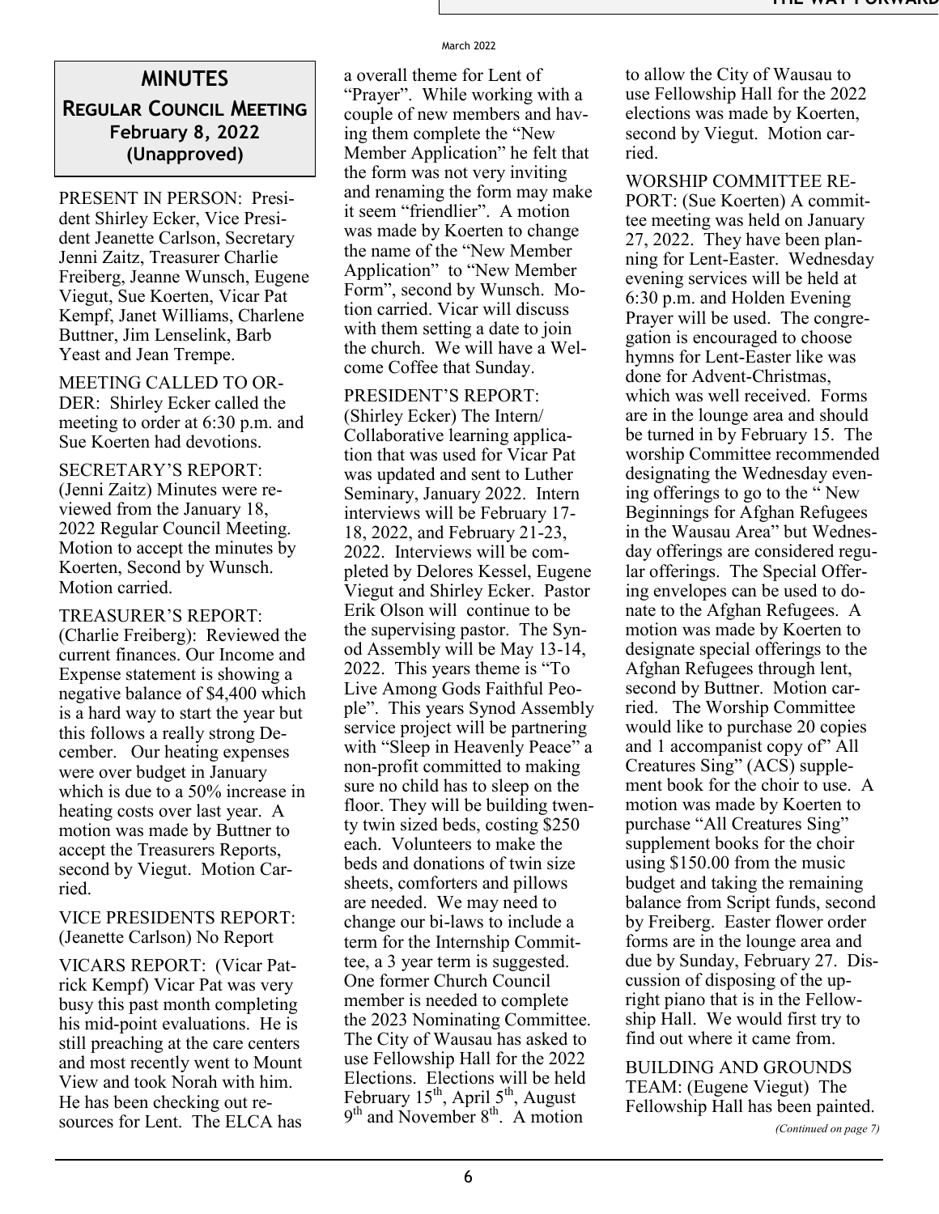## MINUTES

### Regular Council Meeting
**February 8, 2022**
**(Unapproved)**

PRESENT IN PERSON: President Shirley Ecker, Vice President Jeanette Carlson, Secretary Jenni Zaitz, Treasurer Charlie Freiberg, Jeanne Wunsch, Eugene Viegut, Sue Koerten, Vicar Pat Kempf, Janet Williams, Charlene Buttner, Jim Lenselink, Barb Yeast and Jean Trempe.

MEETING CALLED TO ORDER: Shirley Ecker called the meeting to order at 6:30 p.m. and Sue Koerten had devotions.

SECRETARY'S REPORT: (Jenni Zaitz) Minutes were reviewed from the January 18, 2022 Regular Council Meeting. Motion to accept the minutes by Koerten, Second by Wunsch. Motion carried.

TREASURER'S REPORT: (Charlie Freiberg): Reviewed the current finances. Our Income and Expense statement is showing a negative balance of $4,400 which is a hard way to start the year but this follows a really strong December. Our heating expenses were over budget in January which is due to a 50% increase in heating costs over last year. A motion was made by Buttner to accept the Treasurers Reports, second by Viegut. Motion Carried.

VICE PRESIDENTS REPORT: (Jeanette Carlson) No Report

VICARS REPORT: (Vicar Patrick Kempf) Vicar Pat was very busy this past month completing his mid-point evaluations. He is still preaching at the care centers and most recently went to Mount View and took Norah with him. He has been checking out resources for Lent. The ELCA has a overall theme for Lent of "Prayer". While working with a couple of new members and having them complete the "New Member Application" he felt that the form was not very inviting and renaming the form may make it seem "friendlier". A motion was made by Koerten to change the name of the "New Member Application" to "New Member Form", second by Wunsch. Motion carried. Vicar will discuss with them setting a date to join the church. We will have a Welcome Coffee that Sunday.

PRESIDENT'S REPORT: (Shirley Ecker) The Intern/ Collaborative learning application that was used for Vicar Pat was updated and sent to Luther Seminary, January 2022. Intern interviews will be February 17-18, 2022, and February 21-23, 2022. Interviews will be completed by Delores Kessel, Eugene Viegut and Shirley Ecker. Pastor Erik Olson will continue to be the supervising pastor. The Synod Assembly will be May 13-14, 2022. This years theme is "To Live Among Gods Faithful People". This years Synod Assembly service project will be partnering with "Sleep in Heavenly Peace" a non-profit committed to making sure no child has to sleep on the floor. They will be building twenty twin sized beds, costing $250 each. Volunteers to make the beds and donations of twin size sheets, comforters and pillows are needed. We may need to change our bi-laws to include a term for the Internship Committee, a 3 year term is suggested. One former Church Council member is needed to complete the 2023 Nominating Committee. The City of Wausau has asked to use Fellowship Hall for the 2022 Elections. Elections will be held February 15th, April 5th, August 9th and November 8th. A motion to allow the City of Wausau to use Fellowship Hall for the 2022 elections was made by Koerten, second by Viegut. Motion carried.

WORSHIP COMMITTEE REPORT: (Sue Koerten) A committee meeting was held on January 27, 2022. They have been planning for Lent-Easter. Wednesday evening services will be held at 6:30 p.m. and Holden Evening Prayer will be used. The congregation is encouraged to choose hymns for Lent-Easter like was done for Advent-Christmas, which was well received. Forms are in the lounge area and should be turned in by February 15. The worship Committee recommended designating the Wednesday evening offerings to go to the " New Beginnings for Afghan Refugees in the Wausau Area" but Wednesday offerings are considered regular offerings. The Special Offering envelopes can be used to donate to the Afghan Refugees. A motion was made by Koerten to designate special offerings to the Afghan Refugees through lent, second by Buttner. Motion carried. The Worship Committee would like to purchase 20 copies and 1 accompanist copy of" All Creatures Sing" (ACS) supplement book for the choir to use. A motion was made by Koerten to purchase "All Creatures Sing" supplement books for the choir using $150.00 from the music budget and taking the remaining balance from Script funds, second by Freiberg. Easter flower order forms are in the lounge area and due by Sunday, February 27. Discussion of disposing of the upright piano that is in the Fellowship Hall. We would first try to find out where it came from.

BUILDING AND GROUNDS TEAM: (Eugene Viegut) The Fellowship Hall has been painted.

*(Continued on page 7)*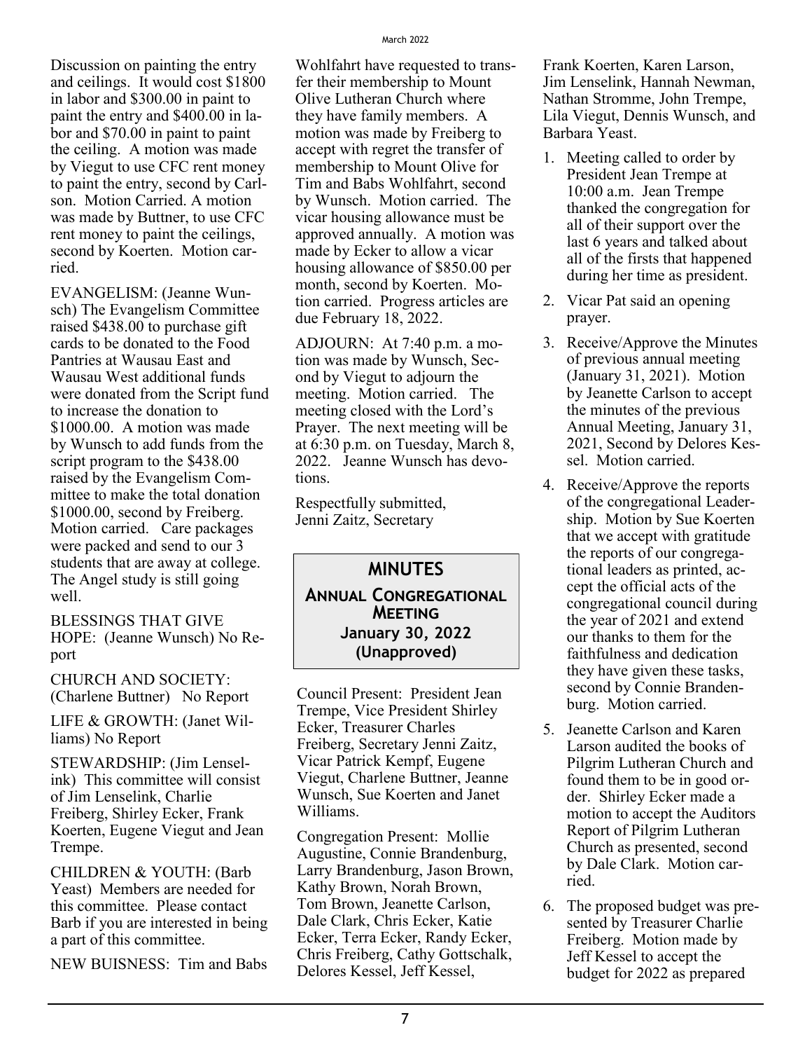Discussion on painting the entry and ceilings. It would cost $1800 in labor and $300.00 in paint to paint the entry and $400.00 in labor and $70.00 in paint to paint the ceiling. A motion was made by Viegut to use CFC rent money to paint the entry, second by Carlson. Motion Carried. A motion was made by Buttner, to use CFC rent money to paint the ceilings, second by Koerten. Motion carried.

EVANGELISM: (Jeanne Wunsch) The Evangelism Committee raised $438.00 to purchase gift cards to be donated to the Food Pantries at Wausau East and Wausau West additional funds were donated from the Script fund to increase the donation to $1000.00. A motion was made by Wunsch to add funds from the script program to the $438.00 raised by the Evangelism Committee to make the total donation $1000.00, second by Freiberg. Motion carried. Care packages were packed and send to our 3 students that are away at college. The Angel study is still going well.

BLESSINGS THAT GIVE HOPE: (Jeanne Wunsch) No Report

CHURCH AND SOCIETY: (Charlene Buttner) No Report

LIFE & GROWTH: (Janet Williams) No Report

STEWARDSHIP: (Jim Lenselink) This committee will consist of Jim Lenselink, Charlie Freiberg, Shirley Ecker, Frank Koerten, Eugene Viegut and Jean Trempe.

CHILDREN & YOUTH: (Barb Yeast) Members are needed for this committee. Please contact Barb if you are interested in being a part of this committee.

NEW BUISNESS: Tim and Babs Wohlfahrt have requested to transfer their membership to Mount Olive Lutheran Church where they have family members. A motion was made by Freiberg to accept with regret the transfer of membership to Mount Olive for Tim and Babs Wohlfahrt, second by Wunsch. Motion carried. The vicar housing allowance must be approved annually. A motion was made by Ecker to allow a vicar housing allowance of $850.00 per month, second by Koerten. Motion carried. Progress articles are due February 18, 2022.

ADJOURN: At 7:40 p.m. a motion was made by Wunsch, Second by Viegut to adjourn the meeting. Motion carried. The meeting closed with the Lord's Prayer. The next meeting will be at 6:30 p.m. on Tuesday, March 8, 2022. Jeanne Wunsch has devotions.

Respectfully submitted,
Jenni Zaitz, Secretary

## MINUTES

### Annual Congregational Meeting

**January 30, 2022**
**(Unapproved)**

Council Present: President Jean Trempe, Vice President Shirley Ecker, Treasurer Charles Freiberg, Secretary Jenni Zaitz, Vicar Patrick Kempf, Eugene Viegut, Charlene Buttner, Jeanne Wunsch, Sue Koerten and Janet Williams.

Congregation Present: Mollie Augustine, Connie Brandenburg, Larry Brandenburg, Jason Brown, Kathy Brown, Norah Brown, Tom Brown, Jeanette Carlson, Dale Clark, Chris Ecker, Katie Ecker, Terra Ecker, Randy Ecker, Chris Freiberg, Cathy Gottschalk, Delores Kessel, Jeff Kessel, Frank Koerten, Karen Larson, Jim Lenselink, Hannah Newman, Nathan Stromme, John Trempe, Lila Viegut, Dennis Wunsch, and Barbara Yeast.

1. Meeting called to order by President Jean Trempe at 10:00 a.m. Jean Trempe thanked the congregation for all of their support over the last 6 years and talked about all of the firsts that happened during her time as president.
2. Vicar Pat said an opening prayer.
3. Receive/Approve the Minutes of previous annual meeting (January 31, 2021). Motion by Jeanette Carlson to accept the minutes of the previous Annual Meeting, January 31, 2021, Second by Delores Kessel. Motion carried.
4. Receive/Approve the reports of the congregational Leadership. Motion by Sue Koerten that we accept with gratitude the reports of our congregational leaders as printed, accept the official acts of the congregational council during the year of 2021 and extend our thanks to them for the faithfulness and dedication they have given these tasks, second by Connie Brandenburg. Motion carried.
5. Jeanette Carlson and Karen Larson audited the books of Pilgrim Lutheran Church and found them to be in good order. Shirley Ecker made a motion to accept the Auditors Report of Pilgrim Lutheran Church as presented, second by Dale Clark. Motion carried.
6. The proposed budget was presented by Treasurer Charlie Freiberg. Motion made by Jeff Kessel to accept the budget for 2022 as prepared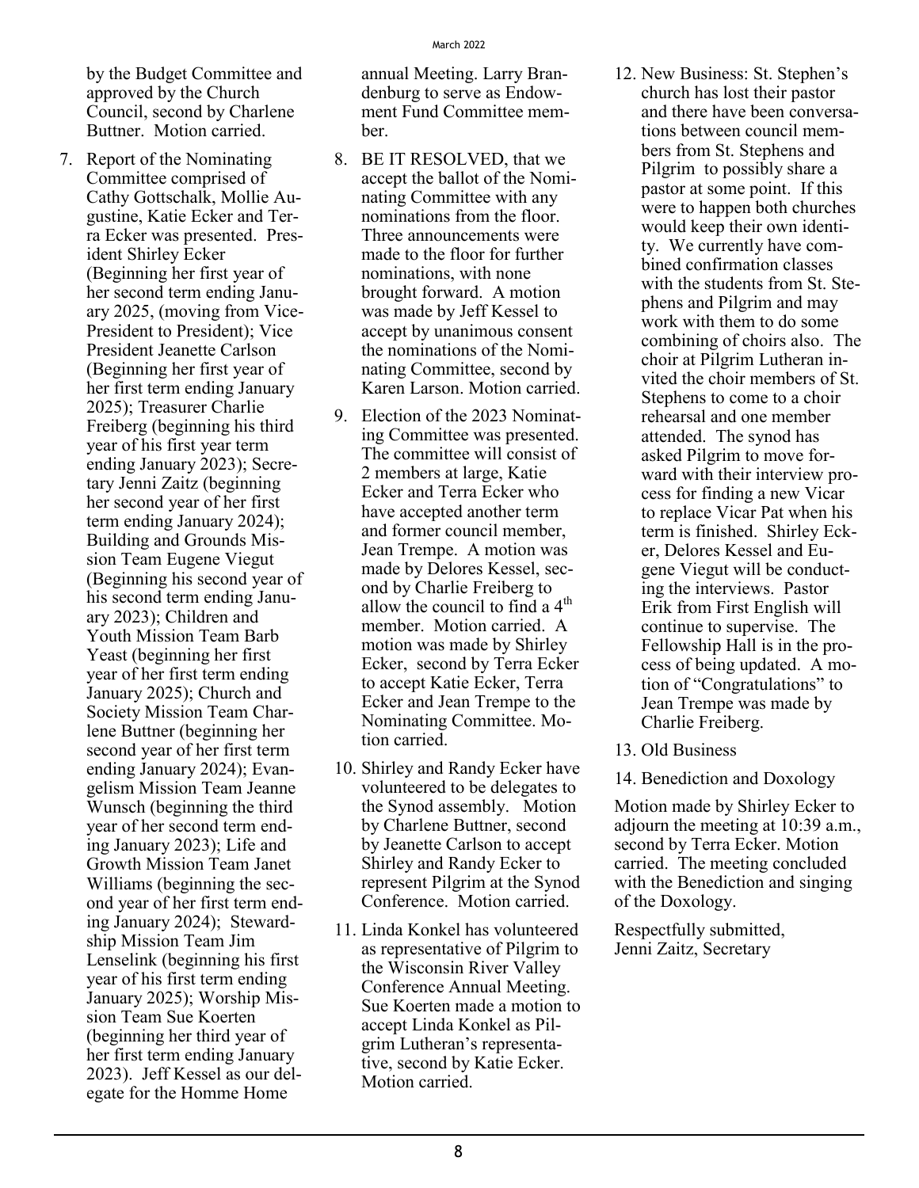by the Budget Committee and approved by the Church Council, second by Charlene Buttner. Motion carried.

7. Report of the Nominating Committee comprised of Cathy Gottschalk, Mollie Augustine, Katie Ecker and Terra Ecker was presented. President Shirley Ecker (Beginning her first year of her second term ending January 2025, (moving from Vice-President to President); Vice President Jeanette Carlson (Beginning her first year of her first term ending January 2025); Treasurer Charlie Freiberg (beginning his third year of his first year term ending January 2023); Secretary Jenni Zaitz (beginning her second year of her first term ending January 2024); Building and Grounds Mission Team Eugene Viegut (Beginning his second year of his second term ending January 2023); Children and Youth Mission Team Barb Yeast (beginning her first year of her first term ending January 2025); Church and Society Mission Team Charlene Buttner (beginning her second year of her first term ending January 2024); Evangelism Mission Team Jeanne Wunsch (beginning the third year of her second term ending January 2023); Life and Growth Mission Team Janet Williams (beginning the second year of her first term ending January 2024); Stewardship Mission Team Jim Lenselink (beginning his first year of his first term ending January 2025); Worship Mission Team Sue Koerten (beginning her third year of her first term ending January 2023). Jeff Kessel as our delegate for the Homme Home annual Meeting. Larry Brandenburg to serve as Endowment Fund Committee member.
8. BE IT RESOLVED, that we accept the ballot of the Nominating Committee with any nominations from the floor. Three announcements were made to the floor for further nominations, with none brought forward. A motion was made by Jeff Kessel to accept by unanimous consent the nominations of the Nominating Committee, second by Karen Larson. Motion carried.
9. Election of the 2023 Nominating Committee was presented. The committee will consist of 2 members at large, Katie Ecker and Terra Ecker who have accepted another term and former council member, Jean Trempe. A motion was made by Delores Kessel, second by Charlie Freiberg to allow the council to find a 4th member. Motion carried. A motion was made by Shirley Ecker, second by Terra Ecker to accept Katie Ecker, Terra Ecker and Jean Trempe to the Nominating Committee. Motion carried.
10. Shirley and Randy Ecker have volunteered to be delegates to the Synod assembly. Motion by Charlene Buttner, second by Jeanette Carlson to accept Shirley and Randy Ecker to represent Pilgrim at the Synod Conference. Motion carried.
11. Linda Konkel has volunteered as representative of Pilgrim to the Wisconsin River Valley Conference Annual Meeting. Sue Koerten made a motion to accept Linda Konkel as Pilgrim Lutheran's representative, second by Katie Ecker. Motion carried.
12. New Business: St. Stephen's church has lost their pastor and there have been conversations between council members from St. Stephens and Pilgrim to possibly share a pastor at some point. If this were to happen both churches would keep their own identity. We currently have combined confirmation classes with the students from St. Stephens and Pilgrim and may work with them to do some combining of choirs also. The choir at Pilgrim Lutheran invited the choir members of St. Stephens to come to a choir rehearsal and one member attended. The synod has asked Pilgrim to move forward with their interview process for finding a new Vicar to replace Vicar Pat when his term is finished. Shirley Ecker, Delores Kessel and Eugene Viegut will be conducting the interviews. Pastor Erik from First English will continue to supervise. The Fellowship Hall is in the process of being updated. A motion of "Congratulations" to Jean Trempe was made by Charlie Freiberg.
13. Old Business
14. Benediction and Doxology

Motion made by Shirley Ecker to adjourn the meeting at 10:39 a.m., second by Terra Ecker. Motion carried. The meeting concluded with the Benediction and singing of the Doxology.

Respectfully submitted,
Jenni Zaitz, Secretary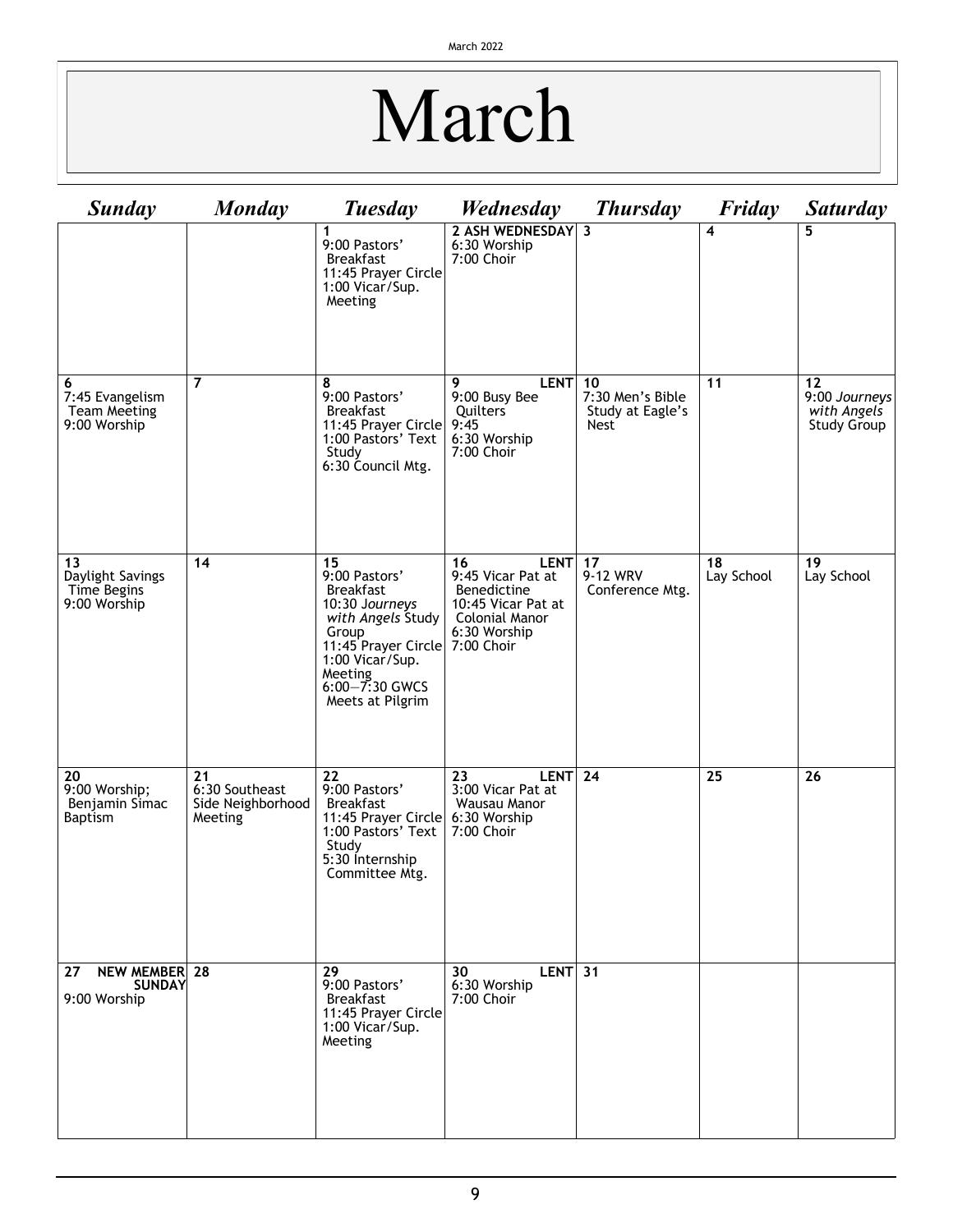# March

| Sunday | Monday | Tuesday | Wednesday | Thursday | Friday | Saturday |
|---|---|---|---|---|---|---|
| | | **1** 9:00 Pastors' Breakfast 11:45 Prayer Circle 1:00 Vicar/Sup. Meeting | **2 ASH WEDNESDAY** 6:30 Worship 7:00 Choir | **3** | **4** | **5** |
| **6** 7:45 Evangelism Team Meeting 9:00 Worship | **7** | **8** 9:00 Pastors' Breakfast 11:45 Prayer Circle 1:00 Pastors' Text Study 6:30 Council Mtg. | **9 LENT** 9:00 Busy Bee Quilters 9:45 6:30 Worship 7:00 Choir | **10** 7:30 Men's Bible Study at Eagle's Nest | **11** | **12** 9:00 *Journeys with Angels* Study Group |
| **13** Daylight Savings Time Begins 9:00 Worship | **14** | **15** 9:00 Pastors' Breakfast 10:30 *Journeys with Angels* Study Group 11:45 Prayer Circle 1:00 Vicar/Sup. Meeting 6:00—7:30 GWCS Meets at Pilgrim | **16 LENT** 9:45 Vicar Pat at Benedictine 10:45 Vicar Pat at Colonial Manor 6:30 Worship 7:00 Choir | **17** 9-12 WRV Conference Mtg. | **18** Lay School | **19** Lay School |
| **20** 9:00 Worship; Benjamin Simac Baptism | **21** 6:30 Southeast Side Neighborhood Meeting | **22** 9:00 Pastors' Breakfast 11:45 Prayer Circle 1:00 Pastors' Text Study 5:30 Internship Committee Mtg. | **23 LENT** 3:00 Vicar Pat at Wausau Manor 6:30 Worship 7:00 Choir | **24** | **25** | **26** |
| **27 NEW MEMBER SUNDAY** 9:00 Worship | **28** | **29** 9:00 Pastors' Breakfast 11:45 Prayer Circle 1:00 Vicar/Sup. Meeting | **30 LENT** 6:30 Worship 7:00 Choir | **31** | | |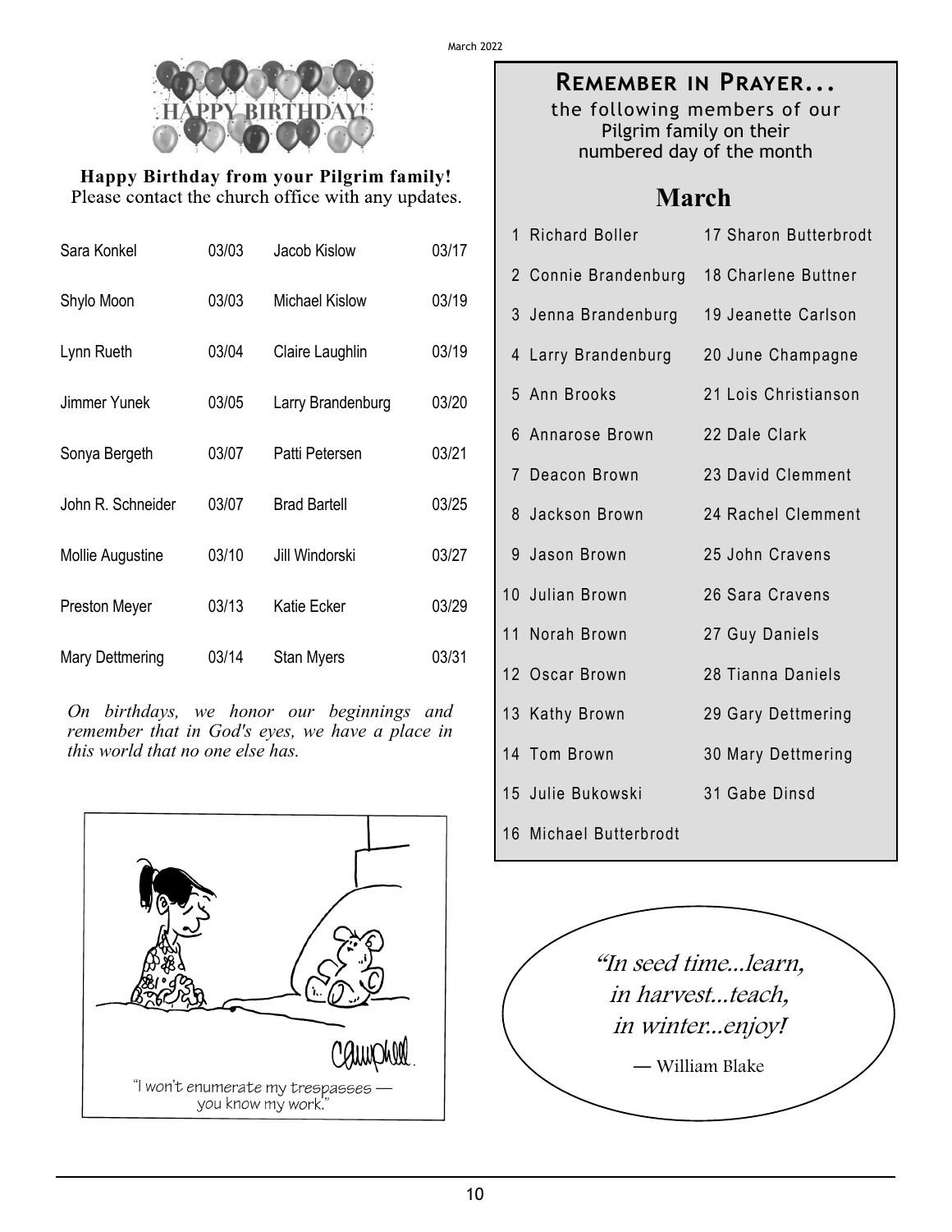**Happy Birthday from your Pilgrim family!**
Please contact the church office with any updates.

| | | | |
|---|---|---|---|
| Sara Konkel | 03/03 | Jacob Kislow | 03/17 |
| Shylo Moon | 03/03 | Michael Kislow | 03/19 |
| Lynn Rueth | 03/04 | Claire Laughlin | 03/19 |
| Jimmer Yunek | 03/05 | Larry Brandenburg | 03/20 |
| Sonya Bergeth | 03/07 | Patti Petersen | 03/21 |
| John R. Schneider | 03/07 | Brad Bartell | 03/25 |
| Mollie Augustine | 03/10 | Jill Windorski | 03/27 |
| Preston Meyer | 03/13 | Katie Ecker | 03/29 |
| Mary Dettmering | 03/14 | Stan Myers | 03/31 |

*On birthdays, we honor our beginnings and remember that in God's eyes, we have a place in this world that no one else has.*

"I won't enumerate my trespasses — you know my work."

## Remember in Prayer...

the following members of our Pilgrim family on their numbered day of the month

## March

| | |
|---|---|
| 1 Richard Boller | 17 Sharon Butterbrodt |
| 2 Connie Brandenburg | 18 Charlene Buttner |
| 3 Jenna Brandenburg | 19 Jeanette Carlson |
| 4 Larry Brandenburg | 20 June Champagne |
| 5 Ann Brooks | 21 Lois Christianson |
| 6 Annarose Brown | 22 Dale Clark |
| 7 Deacon Brown | 23 David Clemment |
| 8 Jackson Brown | 24 Rachel Clemment |
| 9 Jason Brown | 25 John Cravens |
| 10 Julian Brown | 26 Sara Cravens |
| 11 Norah Brown | 27 Guy Daniels |
| 12 Oscar Brown | 28 Tianna Daniels |
| 13 Kathy Brown | 29 Gary Dettmering |
| 14 Tom Brown | 30 Mary Dettmering |
| 15 Julie Bukowski | 31 Gabe Dinsd |
| 16 Michael Butterbrodt | |

*"In seed time...learn,*
*in harvest...teach,*
*in winter...enjoy!*

— William Blake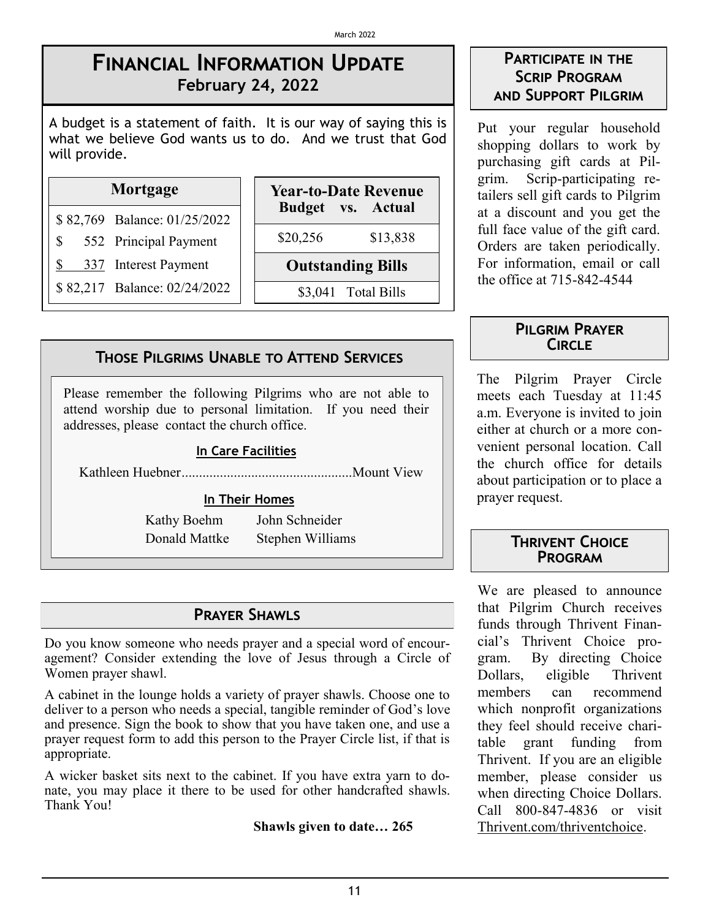# Financial Information Update

**February 24, 2022**

A budget is a statement of faith. It is our way of saying this is what we believe God wants us to do. And we trust that God will provide.

| Mortgage | |
|---|---|
| $ 82,769 | Balance: 01/25/2022 |
| $ 552 | Principal Payment |
| $ 337 | Interest Payment |
| $ 82,217 | Balance: 02/24/2022 |

| Year-to-Date Revenue Budget | vs. Actual |
|---|---|
| $20,256 | $13,838 |

| Outstanding Bills | |
|---|---|
| $3,041 | Total Bills |

## Those Pilgrims Unable to Attend Services

Please remember the following Pilgrims who are not able to attend worship due to personal limitation. If you need their addresses, please contact the church office.

**In Care Facilities**

Kathleen Huebner................................................Mount View

**In Their Homes**

Kathy Boehm — John Schneider

Donald Mattke — Stephen Williams

## Prayer Shawls

Do you know someone who needs prayer and a special word of encouragement? Consider extending the love of Jesus through a Circle of Women prayer shawl.

A cabinet in the lounge holds a variety of prayer shawls. Choose one to deliver to a person who needs a special, tangible reminder of God's love and presence. Sign the book to show that you have taken one, and use a prayer request form to add this person to the Prayer Circle list, if that is appropriate.

A wicker basket sits next to the cabinet. If you have extra yarn to donate, you may place it there to be used for other handcrafted shawls. Thank You!

**Shawls given to date… 265**

## Participate in the Scrip Program and Support Pilgrim

Put your regular household shopping dollars to work by purchasing gift cards at Pilgrim. Scrip-participating retailers sell gift cards to Pilgrim at a discount and you get the full face value of the gift card. Orders are taken periodically. For information, email or call the office at 715-842-4544

## Pilgrim Prayer Circle

The Pilgrim Prayer Circle meets each Tuesday at 11:45 a.m. Everyone is invited to join either at church or a more convenient personal location. Call the church office for details about participation or to place a prayer request.

## Thrivent Choice Program

We are pleased to announce that Pilgrim Church receives funds through Thrivent Financial's Thrivent Choice program. By directing Choice Dollars, eligible Thrivent members can recommend which nonprofit organizations they feel should receive charitable grant funding from Thrivent. If you are an eligible member, please consider us when directing Choice Dollars. Call 800-847-4836 or visit Thrivent.com/thriventchoice.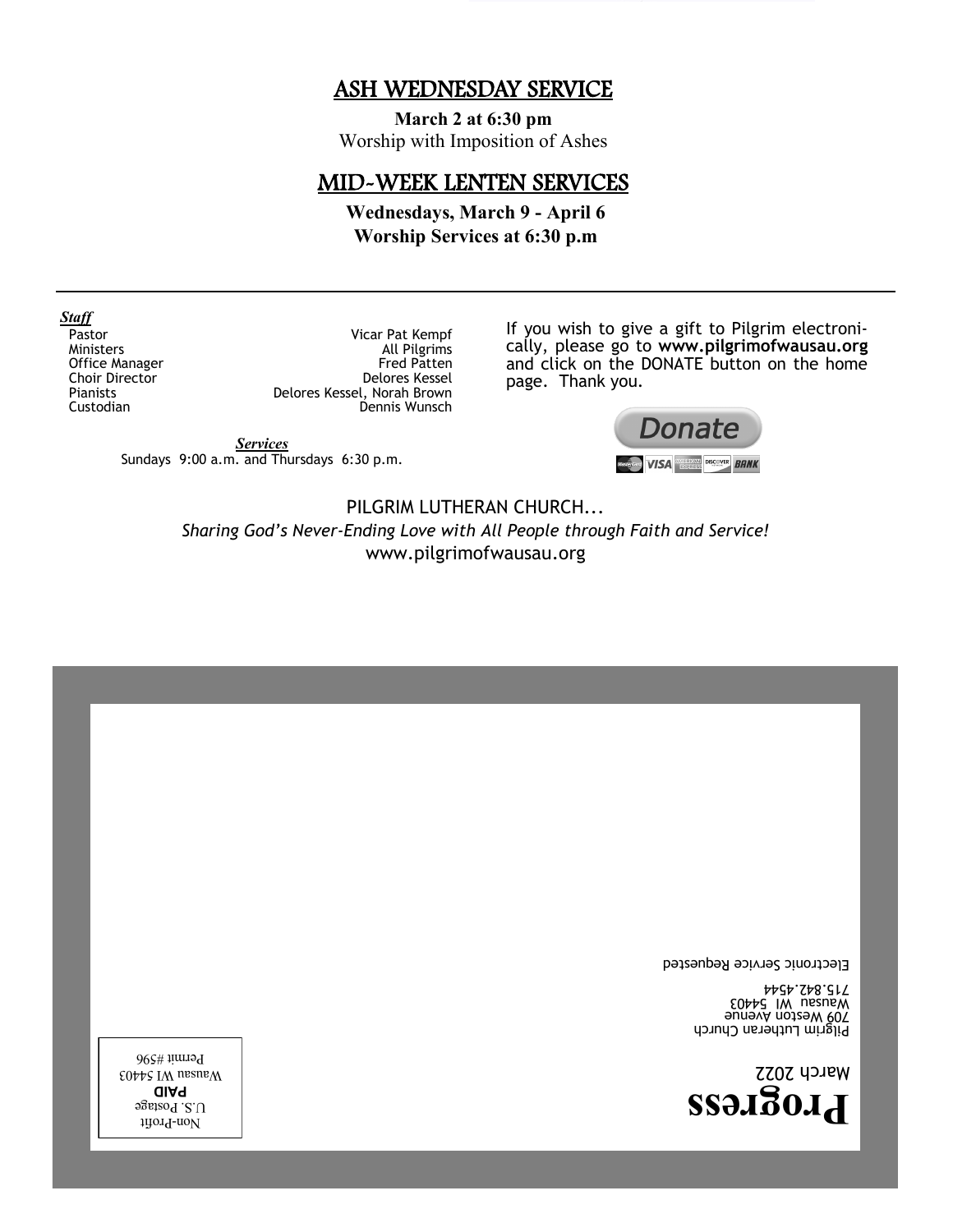## ASH WEDNESDAY SERVICE

**March 2 at 6:30 pm**

Worship with Imposition of Ashes

## MID-WEEK LENTEN SERVICES

**Wednesdays, March 9 - April 6**

**Worship Services at 6:30 p.m**

***Staff***

| | |
|---|---|
| Pastor | Vicar Pat Kempf |
| Ministers | All Pilgrims |
| Office Manager | Fred Patten |
| Choir Director | Delores Kessel |
| Pianists | Delores Kessel, Norah Brown |
| Custodian | Dennis Wunsch |

***Services***

Sundays 9:00 a.m. and Thursdays 6:30 p.m.

If you wish to give a gift to Pilgrim electronically, please go to **www.pilgrimofwausau.org** and click on the DONATE button on the home page. Thank you.

Donate

MasterCard VISA AMERICAN EXPRESS DISCOVER BANK

PILGRIM LUTHERAN CHURCH...

*Sharing God's Never-Ending Love with All People through Faith and Service!*

www.pilgrimofwausau.org

**Progress**

March 2022

Pilgrim Lutheran Church
709 Weston Avenue
Wausau WI 54403
715.842.4544

Electronic Service Requested

Non-Profit
U.S. Postage
**PAID**
Wausau WI 54403
Permit #596